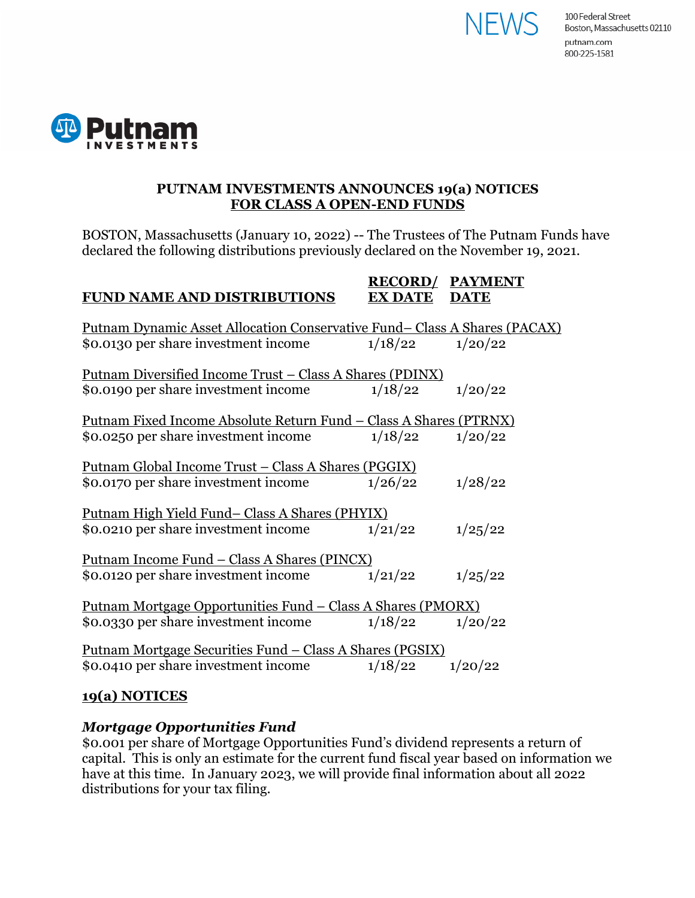NEWS

100 Federal Street
Boston, Massachusetts 02110
putnam.com
800-225-1581

Putnam INVESTMENTS

# PUTNAM INVESTMENTS ANNOUNCES 19(a) NOTICES FOR CLASS A OPEN-END FUNDS

BOSTON, Massachusetts (January 10, 2022) -- The Trustees of The Putnam Funds have declared the following distributions previously declared on the November 19, 2021.

| FUND NAME AND DISTRIBUTIONS | RECORD/ EX DATE | PAYMENT DATE |
|---|---|---|
| Putnam Dynamic Asset Allocation Conservative Fund– Class A Shares (PACAX) | | |
| $0.0130 per share investment income | 1/18/22 | 1/20/22 |
| Putnam Diversified Income Trust – Class A Shares (PDINX) | | |
| $0.0190 per share investment income | 1/18/22 | 1/20/22 |
| Putnam Fixed Income Absolute Return Fund – Class A Shares (PTRNX) | | |
| $0.0250 per share investment income | 1/18/22 | 1/20/22 |
| Putnam Global Income Trust – Class A Shares (PGGIX) | | |
| $0.0170 per share investment income | 1/26/22 | 1/28/22 |
| Putnam High Yield Fund– Class A Shares (PHYIX) | | |
| $0.0210 per share investment income | 1/21/22 | 1/25/22 |
| Putnam Income Fund – Class A Shares (PINCX) | | |
| $0.0120 per share investment income | 1/21/22 | 1/25/22 |
| Putnam Mortgage Opportunities Fund – Class A Shares (PMORX) | | |
| $0.0330 per share investment income | 1/18/22 | 1/20/22 |
| Putnam Mortgage Securities Fund – Class A Shares (PGSIX) | | |
| $0.0410 per share investment income | 1/18/22 | 1/20/22 |

## 19(a) NOTICES

### *Mortgage Opportunities Fund*

$0.001 per share of Mortgage Opportunities Fund's dividend represents a return of capital. This is only an estimate for the current fund fiscal year based on information we have at this time. In January 2023, we will provide final information about all 2022 distributions for your tax filing.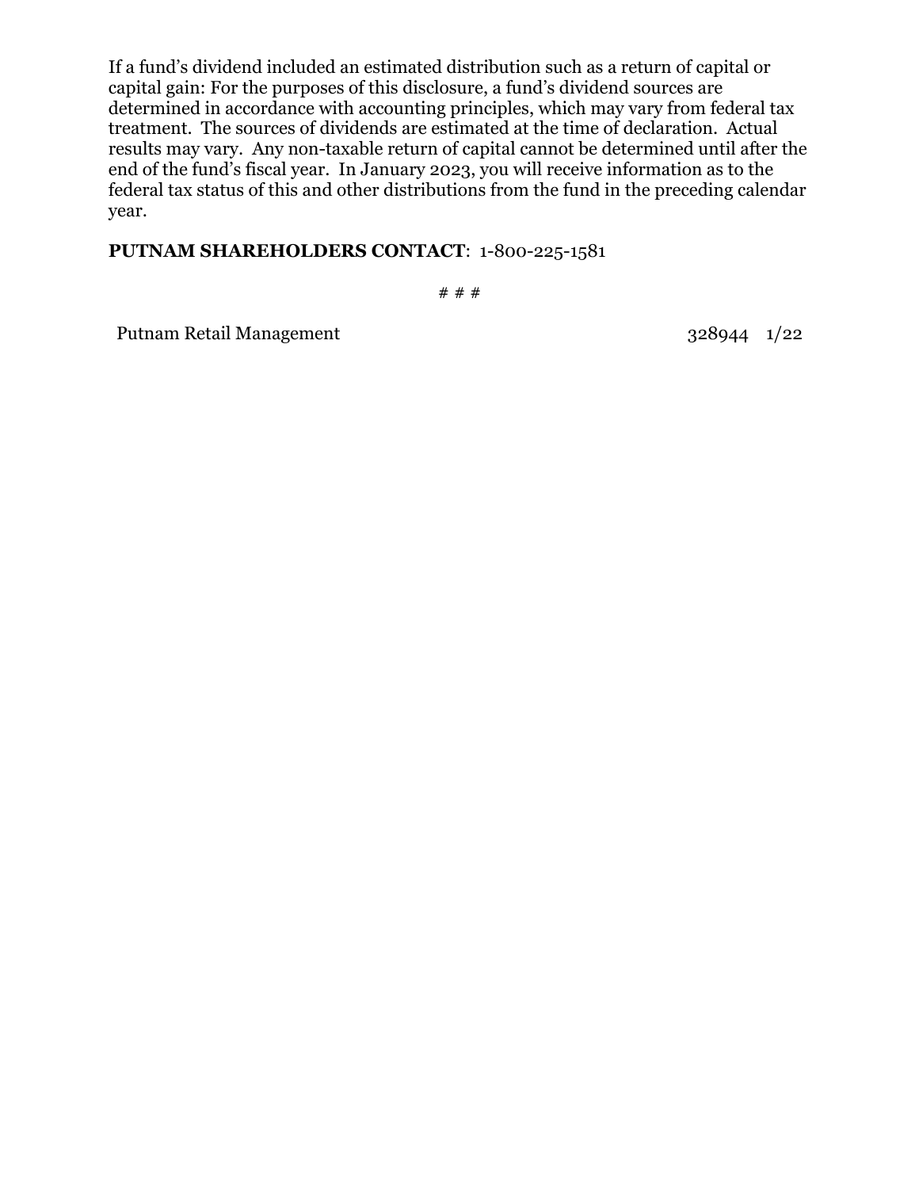If a fund's dividend included an estimated distribution such as a return of capital or capital gain: For the purposes of this disclosure, a fund's dividend sources are determined in accordance with accounting principles, which may vary from federal tax treatment. The sources of dividends are estimated at the time of declaration. Actual results may vary. Any non-taxable return of capital cannot be determined until after the end of the fund's fiscal year. In January 2023, you will receive information as to the federal tax status of this and other distributions from the fund in the preceding calendar year.

**PUTNAM SHAREHOLDERS CONTACT**: 1-800-225-1581

# # #

Putnam Retail Management 328944 1/22